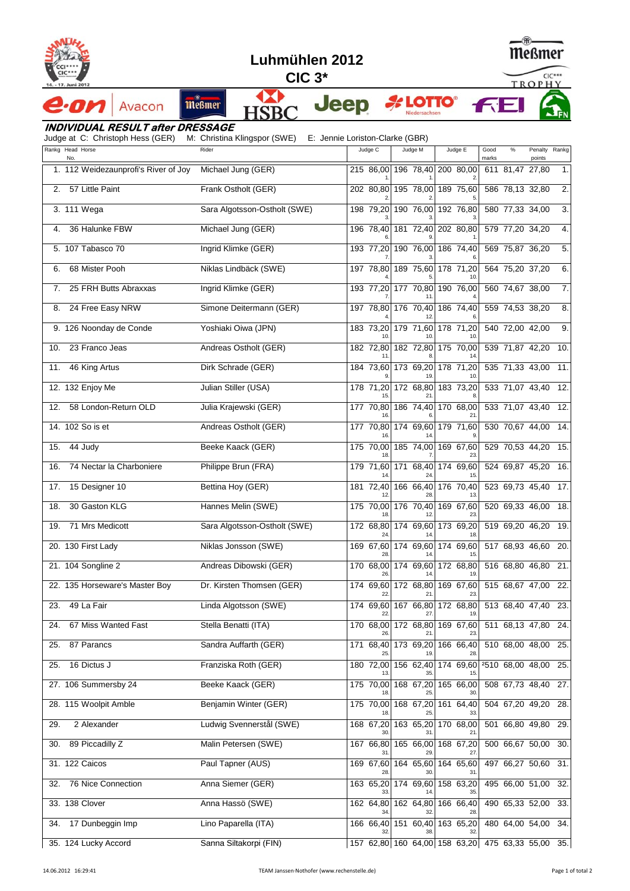# Luhmühlen 2012

## CIC 3*

### INDIVIDUAL RESULT after DRESSAGE

Judge at C: Christoph Hess (GER) M: Christina Klingspor (SWE) E: Jennie Loriston-Clarke (GBR)

| Rankg | Head No. | Horse | Rider | Judge C | | | Judge M | | | Judge E | | | Good marks | % | Penalty points | Rankg |
|---|---|---|---|---|---|---|---|---|---|---|---|---|---|---|---|---|
| 1. | 112 | Weidezaunprofi's River of Joy | Michael Jung (GER) | 215 | 86,00 | 1. | 196 | 78,40 | 1. | 200 | 80,00 | 2. | 611 | 81,47 | 27,80 | 1. |
| 2. | 57 | Little Paint | Frank Ostholt (GER) | 202 | 80,80 | 2. | 195 | 78,00 | 2. | 189 | 75,60 | 5. | 586 | 78,13 | 32,80 | 2. |
| 3. | 111 | Wega | Sara Algotsson-Ostholt (SWE) | 198 | 79,20 | 3. | 190 | 76,00 | 3. | 192 | 76,80 | 3. | 580 | 77,33 | 34,00 | 3. |
| 4. | 36 | Halunke FBW | Michael Jung (GER) | 196 | 78,40 | 6. | 181 | 72,40 | 9. | 202 | 80,80 | 1. | 579 | 77,20 | 34,20 | 4. |
| 5. | 107 | Tabasco 70 | Ingrid Klimke (GER) | 193 | 77,20 | 7. | 190 | 76,00 | 3. | 186 | 74,40 | 6. | 569 | 75,87 | 36,20 | 5. |
| 6. | 68 | Mister Pooh | Niklas Lindbäck (SWE) | 197 | 78,80 | 4. | 189 | 75,60 | 5. | 178 | 71,20 | 10. | 564 | 75,20 | 37,20 | 6. |
| 7. | 25 | FRH Butts Abraxxas | Ingrid Klimke (GER) | 193 | 77,20 | 7. | 177 | 70,80 | 11. | 190 | 76,00 | 4. | 560 | 74,67 | 38,00 | 7. |
| 8. | 24 | Free Easy NRW | Simone Deitermann (GER) | 197 | 78,80 | 4. | 176 | 70,40 | 12. | 186 | 74,40 | 6. | 559 | 74,53 | 38,20 | 8. |
| 9. | 126 | Noonday de Conde | Yoshiaki Oiwa (JPN) | 183 | 73,20 | 10. | 179 | 71,60 | 10. | 178 | 71,20 | 10. | 540 | 72,00 | 42,00 | 9. |
| 10. | 23 | Franco Jeas | Andreas Ostholt (GER) | 182 | 72,80 | 11. | 182 | 72,80 | 8. | 175 | 70,00 | 14. | 539 | 71,87 | 42,20 | 10. |
| 11. | 46 | King Artus | Dirk Schrade (GER) | 184 | 73,60 | 9. | 173 | 69,20 | 19. | 178 | 71,20 | 10. | 535 | 71,33 | 43,00 | 11. |
| 12. | 132 | Enjoy Me | Julian Stiller (USA) | 178 | 71,20 | 15. | 172 | 68,80 | 21. | 183 | 73,20 | 8. | 533 | 71,07 | 43,40 | 12. |
| 12. | 58 | London-Return OLD | Julia Krajewski (GER) | 177 | 70,80 | 16. | 186 | 74,40 | 6. | 170 | 68,00 | 21. | 533 | 71,07 | 43,40 | 12. |
| 14. | 102 | So is et | Andreas Ostholt (GER) | 177 | 70,80 | 16. | 174 | 69,60 | 14. | 179 | 71,60 | 9. | 530 | 70,67 | 44,00 | 14. |
| 15. | 44 | Judy | Beeke Kaack (GER) | 175 | 70,00 | 18. | 185 | 74,00 | 7. | 169 | 67,60 | 23. | 529 | 70,53 | 44,20 | 15. |
| 16. | 74 | Nectar la Charboniere | Philippe Brun (FRA) | 179 | 71,60 | 14. | 171 | 68,40 | 24. | 174 | 69,60 | 15. | 524 | 69,87 | 45,20 | 16. |
| 17. | 15 | Designer 10 | Bettina Hoy (GER) | 181 | 72,40 | 12. | 166 | 66,40 | 28. | 176 | 70,40 | 13. | 523 | 69,73 | 45,40 | 17. |
| 18. | 30 | Gaston KLG | Hannes Melin (SWE) | 175 | 70,00 | 18. | 176 | 70,40 | 12. | 169 | 67,60 | 23. | 520 | 69,33 | 46,00 | 18. |
| 19. | 71 | Mrs Medicott | Sara Algotsson-Ostholt (SWE) | 172 | 68,80 | 24. | 174 | 69,60 | 14. | 173 | 69,20 | 18. | 519 | 69,20 | 46,20 | 19. |
| 20. | 130 | First Lady | Niklas Jonsson (SWE) | 169 | 67,60 | 28. | 174 | 69,60 | 14. | 174 | 69,60 | 15. | 517 | 68,93 | 46,60 | 20. |
| 21. | 104 | Songline 2 | Andreas Dibowski (GER) | 170 | 68,00 | 26. | 174 | 69,60 | 14. | 172 | 68,80 | 19. | 516 | 68,80 | 46,80 | 21. |
| 22. | 135 | Horseware's Master Boy | Dr. Kirsten Thomsen (GER) | 174 | 69,60 | 22. | 172 | 68,80 | 21. | 169 | 67,60 | 23. | 515 | 68,67 | 47,00 | 22. |
| 23. | 49 | La Fair | Linda Algotsson (SWE) | 174 | 69,60 | 22. | 167 | 66,80 | 27. | 172 | 68,80 | 19. | 513 | 68,40 | 47,40 | 23. |
| 24. | 67 | Miss Wanted Fast | Stella Benatti (ITA) | 170 | 68,00 | 26. | 172 | 68,80 | 21. | 169 | 67,60 | 23. | 511 | 68,13 | 47,80 | 24. |
| 25. | 87 | Parancs | Sandra Auffarth (GER) | 171 | 68,40 | 25. | 173 | 69,20 | 19. | 166 | 66,40 | 28. | 510 | 68,00 | 48,00 | 25. |
| 25. | 16 | Dictus J | Franziska Roth (GER) | 180 | 72,00 | 13. | 156 | 62,40 | 35. | 174 | 69,60 | 15. | ²510 | 68,00 | 48,00 | 25. |
| 27. | 106 | Summersby 24 | Beeke Kaack (GER) | 175 | 70,00 | 18. | 168 | 67,20 | 25. | 165 | 66,00 | 30. | 508 | 67,73 | 48,40 | 27. |
| 28. | 115 | Woolpit Amble | Benjamin Winter (GER) | 175 | 70,00 | 18. | 168 | 67,20 | 25. | 161 | 64,40 | 33. | 504 | 67,20 | 49,20 | 28. |
| 29. | 2 | Alexander | Ludwig Svennerstål (SWE) | 168 | 67,20 | 30. | 163 | 65,20 | 31. | 170 | 68,00 | 21. | 501 | 66,80 | 49,80 | 29. |
| 30. | 89 | Piccadilly Z | Malin Petersen (SWE) | 167 | 66,80 | 31. | 165 | 66,00 | 29. | 168 | 67,20 | 27. | 500 | 66,67 | 50,00 | 30. |
| 31. | 122 | Caicos | Paul Tapner (AUS) | 169 | 67,60 | 28. | 164 | 65,60 | 30. | 164 | 65,60 | 31. | 497 | 66,27 | 50,60 | 31. |
| 32. | 76 | Nice Connection | Anna Siemer (GER) | 163 | 65,20 | 33. | 174 | 69,60 | 14. | 158 | 63,20 | 35. | 495 | 66,00 | 51,00 | 32. |
| 33. | 138 | Clover | Anna Hassö (SWE) | 162 | 64,80 | 34. | 162 | 64,80 | 32. | 166 | 66,40 | 28. | 490 | 65,33 | 52,00 | 33. |
| 34. | 17 | Dunbeggin Imp | Lino Paparella (ITA) | 166 | 66,40 | 32. | 151 | 60,40 | 38. | 163 | 65,20 | 32. | 480 | 64,00 | 54,00 | 34. |
| 35. | 124 | Lucky Accord | Sanna Siltakorpi (FIN) | 157 | 62,80 | | 160 | 64,00 | | 158 | 63,20 | | 475 | 63,33 | 55,00 | 35. |

14.06.2012 16:29:41 TEAM Janssen-Nothofer (www.rechenstelle.de)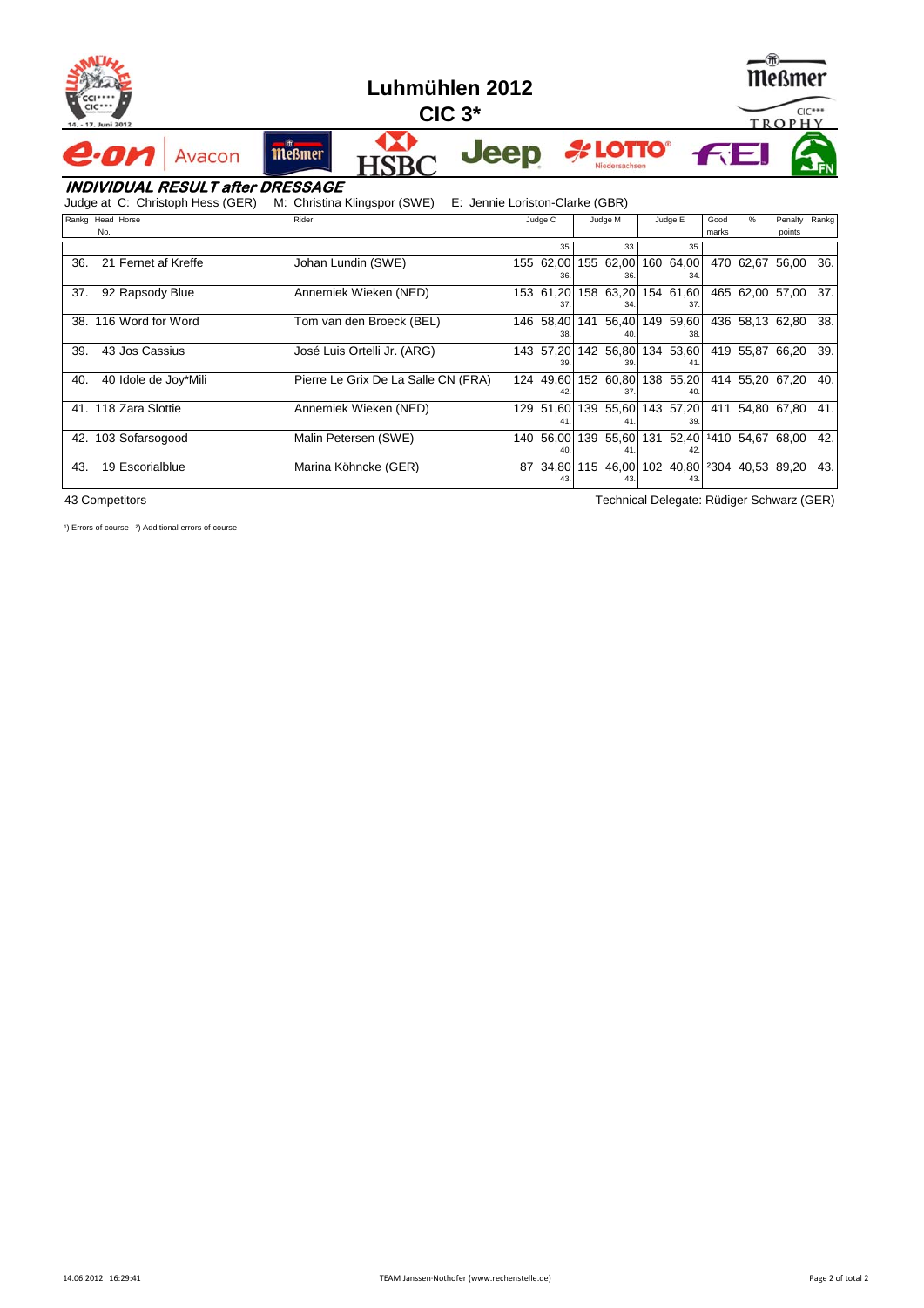# Luhmühlen 2012

## CIC 3*

### INDIVIDUAL RESULT after DRESSAGE

Judge at C: Christoph Hess (GER) M: Christina Klingspor (SWE) E: Jennie Loriston-Clarke (GBR)

| Rankg | Head No. | Horse | Rider | Judge C | | Judge M | | Judge E | | Good marks | % | Penalty points | Rankg |
|---|---|---|---|---|---|---|---|---|---|---|---|---|---|
| | | | | | 35. | | 33. | | 35. | | | | |
| 36. | 21 | Fernet af Kreffe | Johan Lundin (SWE) | 155 | 62,00 36. | 155 | 62,00 36. | 160 | 64,00 34. | 470 | 62,67 | 56,00 | 36. |
| 37. | 92 | Rapsody Blue | Annemiek Wieken (NED) | 153 | 61,20 37. | 158 | 63,20 34. | 154 | 61,60 37. | 465 | 62,00 | 57,00 | 37. |
| 38. | 116 | Word for Word | Tom van den Broeck (BEL) | 146 | 58,40 38. | 141 | 56,40 40. | 149 | 59,60 38. | 436 | 58,13 | 62,80 | 38. |
| 39. | 43 | Jos Cassius | José Luis Ortelli Jr. (ARG) | 143 | 57,20 39. | 142 | 56,80 39. | 134 | 53,60 41. | 419 | 55,87 | 66,20 | 39. |
| 40. | 40 | Idole de Joy*Mili | Pierre Le Grix De La Salle CN (FRA) | 124 | 49,60 42. | 152 | 60,80 37. | 138 | 55,20 40. | 414 | 55,20 | 67,20 | 40. |
| 41. | 118 | Zara Slottie | Annemiek Wieken (NED) | 129 | 51,60 41. | 139 | 55,60 41. | 143 | 57,20 39. | 411 | 54,80 | 67,80 | 41. |
| 42. | 103 | Sofarsogood | Malin Petersen (SWE) | 140 | 56,00 40. | 139 | 55,60 41. | 131 | 52,40 42. | [1]410 | 54,67 | 68,00 | 42. |
| 43. | 19 | Escorialblue | Marina Köhncke (GER) | 87 | 34,80 43. | 115 | 46,00 43. | 102 | 40,80 43. | [2]304 | 40,53 | 89,20 | 43. |

43 Competitors

Technical Delegate: Rüdiger Schwarz (GER)

[1]) Errors of course [2]) Additional errors of course

14.06.2012 16:29:41 TEAM Janssen-Nothofer (www.rechenstelle.de)